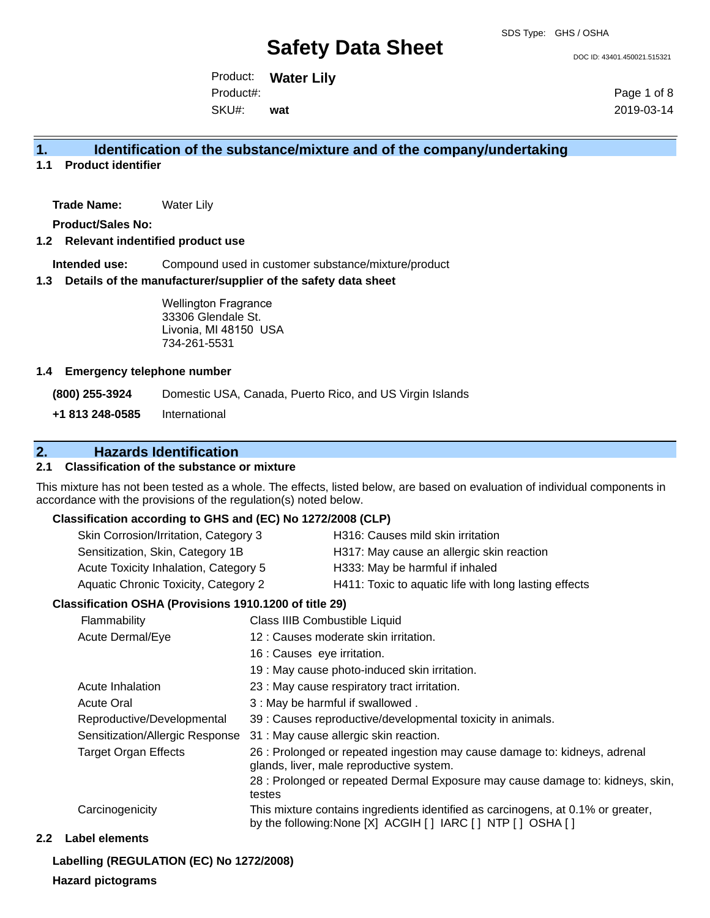SDS Type: GHS / OSHA

# Safety Data Sheet

DOC ID: 43401.450021.515321

Product: **Water Lily**
Product#:
SKU#: **wat**

2019-03-14

## 1. Identification of the substance/mixture and of the company/undertaking

### 1.1 Product identifier

**Trade Name:** Water Lily

**Product/Sales No:**

### 1.2 Relevant indentified product use

**Intended use:** Compound used in customer substance/mixture/product

### 1.3 Details of the manufacturer/supplier of the safety data sheet

Wellington Fragrance
33306 Glendale St.
Livonia, MI 48150 USA
734-261-5531

### 1.4 Emergency telephone number

**(800) 255-3924** Domestic USA, Canada, Puerto Rico, and US Virgin Islands

**+1 813 248-0585** International

## 2. Hazards Identification

### 2.1 Classification of the substance or mixture

This mixture has not been tested as a whole. The effects, listed below, are based on evaluation of individual components in accordance with the provisions of the regulation(s) noted below.

**Classification according to GHS and (EC) No 1272/2008 (CLP)**

| | |
|---|---|
| Skin Corrosion/Irritation, Category 3 | H316: Causes mild skin irritation |
| Sensitization, Skin, Category 1B | H317: May cause an allergic skin reaction |
| Acute Toxicity Inhalation, Category 5 | H333: May be harmful if inhaled |
| Aquatic Chronic Toxicity, Category 2 | H411: Toxic to aquatic life with long lasting effects |

**Classification OSHA (Provisions 1910.1200 of title 29)**

| | |
|---|---|
| Flammability | Class IIIB Combustible Liquid |
| Acute Dermal/Eye | 12 : Causes moderate skin irritation. |
| | 16 : Causes eye irritation. |
| | 19 : May cause photo-induced skin irritation. |
| Acute Inhalation | 23 : May cause respiratory tract irritation. |
| Acute Oral | 3 : May be harmful if swallowed . |
| Reproductive/Developmental | 39 : Causes reproductive/developmental toxicity in animals. |
| Sensitization/Allergic Response | 31 : May cause allergic skin reaction. |
| Target Organ Effects | 26 : Prolonged or repeated ingestion may cause damage to: kidneys, adrenal glands, liver, male reproductive system. |
| | 28 : Prolonged or repeated Dermal Exposure may cause damage to: kidneys, skin, testes |
| Carcinogenicity | This mixture contains ingredients identified as carcinogens, at 0.1% or greater, by the following:None [X] ACGIH [ ] IARC [ ] NTP [ ] OSHA [ ] |

### 2.2 Label elements

**Labelling (REGULATION (EC) No 1272/2008)**

**Hazard pictograms**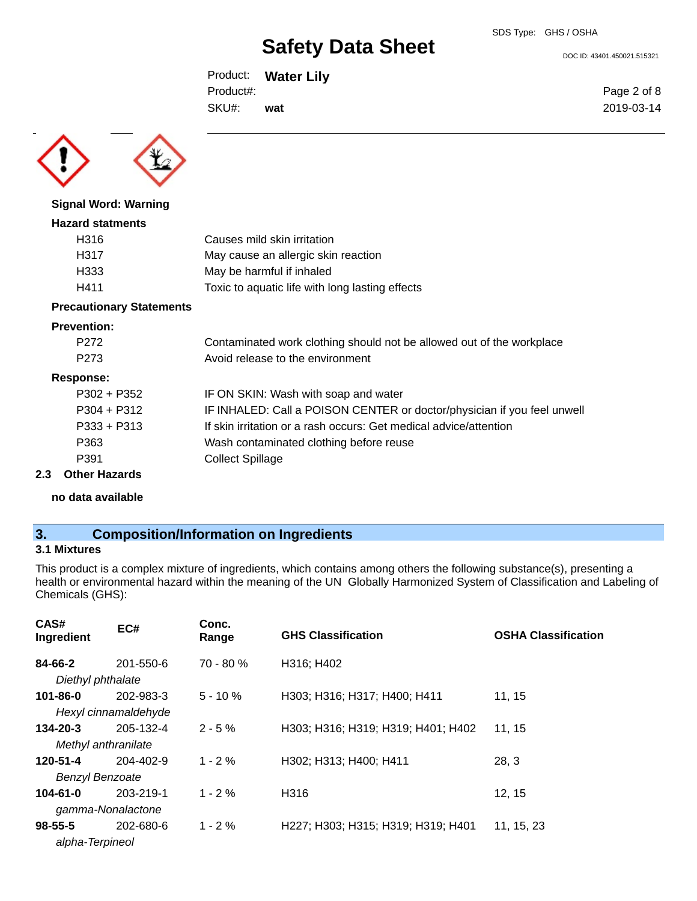**Signal Word: Warning**

**Hazard statments**

| | |
|---|---|
| H316 | Causes mild skin irritation |
| H317 | May cause an allergic skin reaction |
| H333 | May be harmful if inhaled |
| H411 | Toxic to aquatic life with long lasting effects |

**Precautionary Statements**

**Prevention:**

| | |
|---|---|
| P272 | Contaminated work clothing should not be allowed out of the workplace |
| P273 | Avoid release to the environment |

**Response:**

| | |
|---|---|
| P302 + P352 | IF ON SKIN: Wash with soap and water |
| P304 + P312 | IF INHALED: Call a POISON CENTER or doctor/physician if you feel unwell |
| P333 + P313 | If skin irritation or a rash occurs: Get medical advice/attention |
| P363 | Wash contaminated clothing before reuse |
| P391 | Collect Spillage |

### 2.3 Other Hazards

**no data available**

## 3. Composition/Information on Ingredients

### 3.1 Mixtures

This product is a complex mixture of ingredients, which contains among others the following substance(s), presenting a health or environmental hazard within the meaning of the UN Globally Harmonized System of Classification and Labeling of Chemicals (GHS):

| CAS# Ingredient | EC# | Conc. Range | GHS Classification | OSHA Classification |
|---|---|---|---|---|
| **84-66-2** *Diethyl phthalate* | 201-550-6 | 70 - 80 % | H316; H402 | |
| **101-86-0** *Hexyl cinnamaldehyde* | 202-983-3 | 5 - 10 % | H303; H316; H317; H400; H411 | 11, 15 |
| **134-20-3** *Methyl anthranilate* | 205-132-4 | 2 - 5 % | H303; H316; H319; H319; H401; H402 | 11, 15 |
| **120-51-4** *Benzyl Benzoate* | 204-402-9 | 1 - 2 % | H302; H313; H400; H411 | 28, 3 |
| **104-61-0** *gamma-Nonalactone* | 203-219-1 | 1 - 2 % | H316 | 12, 15 |
| **98-55-5** *alpha-Terpineol* | 202-680-6 | 1 - 2 % | H227; H303; H315; H319; H319; H401 | 11, 15, 23 |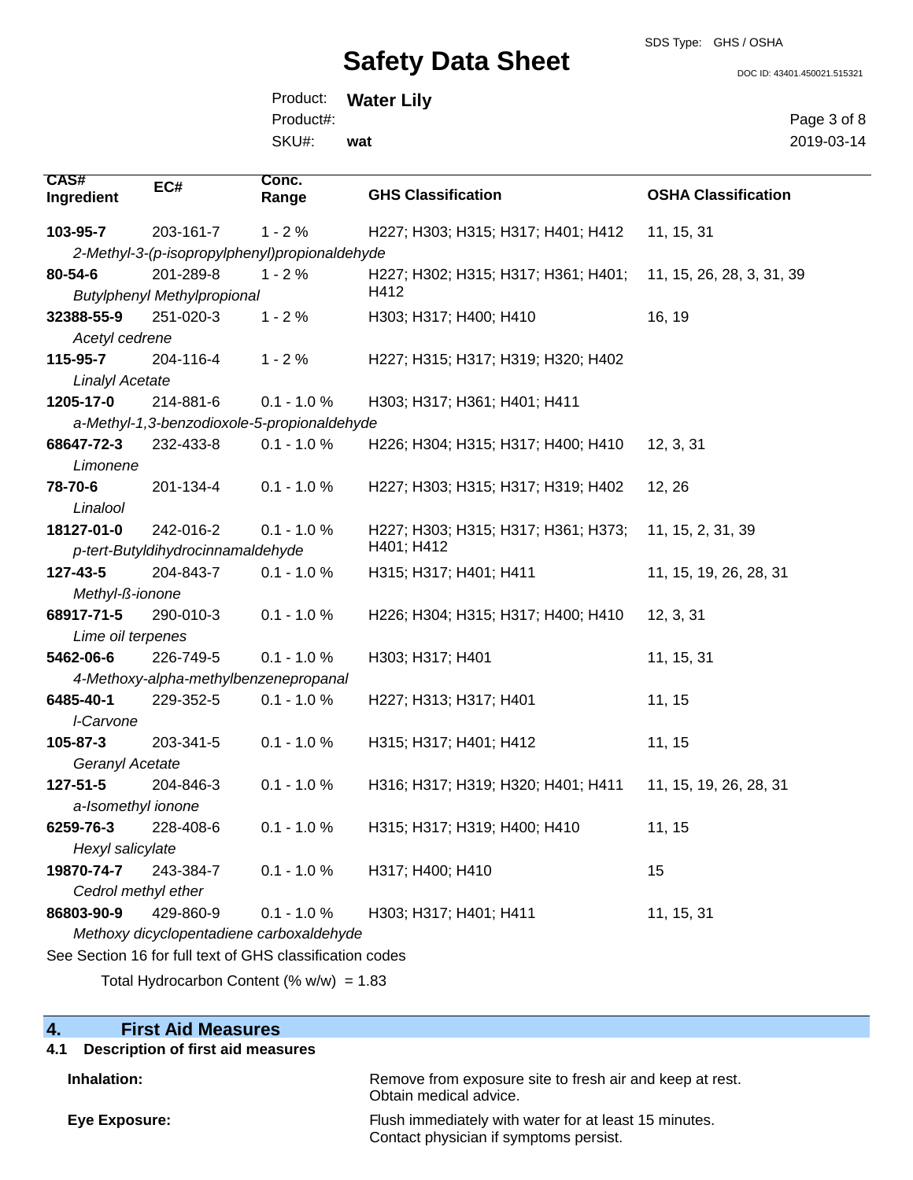| CAS# Ingredient | EC# | Conc. Range | GHS Classification | OSHA Classification |
|---|---|---|---|---|
| **103-95-7** *2-Methyl-3-(p-isopropylphenyl)propionaldehyde* | 203-161-7 | 1 - 2 % | H227; H303; H315; H317; H401; H412 | 11, 15, 31 |
| **80-54-6** *Butylphenyl Methylpropional* | 201-289-8 | 1 - 2 % | H227; H302; H315; H317; H361; H401; H412 | 11, 15, 26, 28, 3, 31, 39 |
| **32388-55-9** *Acetyl cedrene* | 251-020-3 | 1 - 2 % | H303; H317; H400; H410 | 16, 19 |
| **115-95-7** *Linalyl Acetate* | 204-116-4 | 1 - 2 % | H227; H315; H317; H319; H320; H402 | |
| **1205-17-0** *a-Methyl-1,3-benzodioxole-5-propionaldehyde* | 214-881-6 | 0.1 - 1.0 % | H303; H317; H361; H401; H411 | |
| **68647-72-3** *Limonene* | 232-433-8 | 0.1 - 1.0 % | H226; H304; H315; H317; H400; H410 | 12, 3, 31 |
| **78-70-6** *Linalool* | 201-134-4 | 0.1 - 1.0 % | H227; H303; H315; H317; H319; H402 | 12, 26 |
| **18127-01-0** *p-tert-Butyldihydrocinnamaldehyde* | 242-016-2 | 0.1 - 1.0 % | H227; H303; H315; H317; H361; H373; H401; H412 | 11, 15, 2, 31, 39 |
| **127-43-5** *Methyl-ß-ionone* | 204-843-7 | 0.1 - 1.0 % | H315; H317; H401; H411 | 11, 15, 19, 26, 28, 31 |
| **68917-71-5** *Lime oil terpenes* | 290-010-3 | 0.1 - 1.0 % | H226; H304; H315; H317; H400; H410 | 12, 3, 31 |
| **5462-06-6** *4-Methoxy-alpha-methylbenzenepropanal* | 226-749-5 | 0.1 - 1.0 % | H303; H317; H401 | 11, 15, 31 |
| **6485-40-1** *l-Carvone* | 229-352-5 | 0.1 - 1.0 % | H227; H313; H317; H401 | 11, 15 |
| **105-87-3** *Geranyl Acetate* | 203-341-5 | 0.1 - 1.0 % | H315; H317; H401; H412 | 11, 15 |
| **127-51-5** *a-Isomethyl ionone* | 204-846-3 | 0.1 - 1.0 % | H316; H317; H319; H320; H401; H411 | 11, 15, 19, 26, 28, 31 |
| **6259-76-3** *Hexyl salicylate* | 228-408-6 | 0.1 - 1.0 % | H315; H317; H319; H400; H410 | 11, 15 |
| **19870-74-7** *Cedrol methyl ether* | 243-384-7 | 0.1 - 1.0 % | H317; H400; H410 | 15 |
| **86803-90-9** *Methoxy dicyclopentadiene carboxaldehyde* | 429-860-9 | 0.1 - 1.0 % | H303; H317; H401; H411 | 11, 15, 31 |

See Section 16 for full text of GHS classification codes

Total Hydrocarbon Content (% w/w) = 1.83

## 4. First Aid Measures

### 4.1 Description of first aid measures

**Inhalation:** Remove from exposure site to fresh air and keep at rest. Obtain medical advice.

**Eye Exposure:** Flush immediately with water for at least 15 minutes. Contact physician if symptoms persist.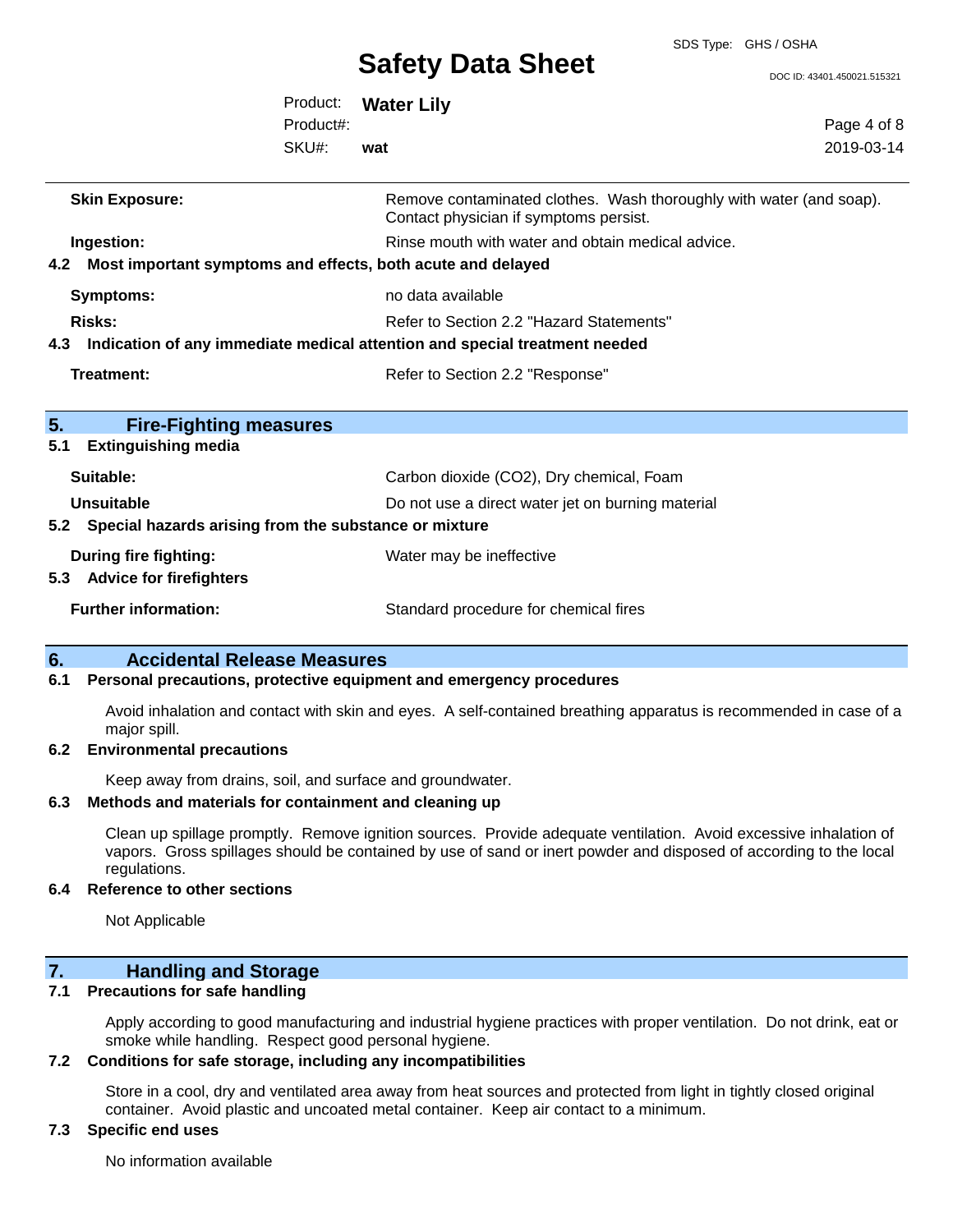**Skin Exposure:** Remove contaminated clothes. Wash thoroughly with water (and soap). Contact physician if symptoms persist.

**Ingestion:** Rinse mouth with water and obtain medical advice.

### 4.2 Most important symptoms and effects, both acute and delayed

**Symptoms:** no data available

**Risks:** Refer to Section 2.2 "Hazard Statements"

### 4.3 Indication of any immediate medical attention and special treatment needed

**Treatment:** Refer to Section 2.2 "Response"

## 5. Fire-Fighting measures

### 5.1 Extinguishing media

**Suitable:** Carbon dioxide ($CO_2$), Dry chemical, Foam

**Unsuitable** Do not use a direct water jet on burning material

### 5.2 Special hazards arising from the substance or mixture

**During fire fighting:** Water may be ineffective

### 5.3 Advice for firefighters

**Further information:** Standard procedure for chemical fires

## 6. Accidental Release Measures

### 6.1 Personal precautions, protective equipment and emergency procedures

Avoid inhalation and contact with skin and eyes. A self-contained breathing apparatus is recommended in case of a major spill.

### 6.2 Environmental precautions

Keep away from drains, soil, and surface and groundwater.

### 6.3 Methods and materials for containment and cleaning up

Clean up spillage promptly. Remove ignition sources. Provide adequate ventilation. Avoid excessive inhalation of vapors. Gross spillages should be contained by use of sand or inert powder and disposed of according to the local regulations.

### 6.4 Reference to other sections

Not Applicable

## 7. Handling and Storage

### 7.1 Precautions for safe handling

Apply according to good manufacturing and industrial hygiene practices with proper ventilation. Do not drink, eat or smoke while handling. Respect good personal hygiene.

### 7.2 Conditions for safe storage, including any incompatibilities

Store in a cool, dry and ventilated area away from heat sources and protected from light in tightly closed original container. Avoid plastic and uncoated metal container. Keep air contact to a minimum.

### 7.3 Specific end uses

No information available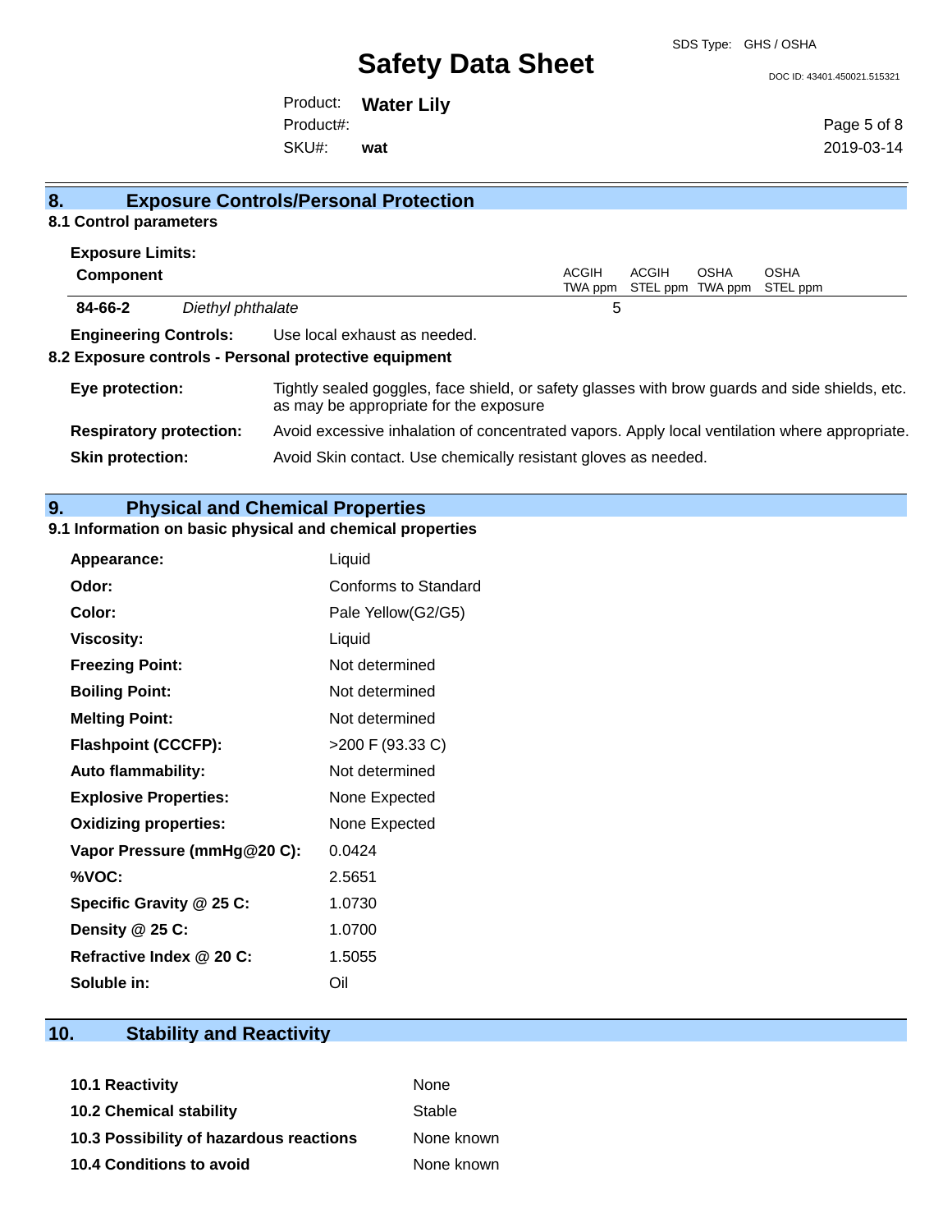## 8. Exposure Controls/Personal Protection

### 8.1 Control parameters

**Exposure Limits:**

| Component | | ACGIH TWA ppm | ACGIH STEL ppm | OSHA TWA ppm | OSHA STEL ppm |
|---|---|---|---|---|---|
| **84-66-2** | *Diethyl phthalate* | 5 | | | |

**Engineering Controls:** Use local exhaust as needed.

### 8.2 Exposure controls - Personal protective equipment

**Eye protection:** Tightly sealed goggles, face shield, or safety glasses with brow guards and side shields, etc. as may be appropriate for the exposure

**Respiratory protection:** Avoid excessive inhalation of concentrated vapors. Apply local ventilation where appropriate.

**Skin protection:** Avoid Skin contact. Use chemically resistant gloves as needed.

## 9. Physical and Chemical Properties

### 9.1 Information on basic physical and chemical properties

| | |
|---|---|
| **Appearance:** | Liquid |
| **Odor:** | Conforms to Standard |
| **Color:** | Pale Yellow(G2/G5) |
| **Viscosity:** | Liquid |
| **Freezing Point:** | Not determined |
| **Boiling Point:** | Not determined |
| **Melting Point:** | Not determined |
| **Flashpoint (CCCFP):** | >200 F (93.33 C) |
| **Auto flammability:** | Not determined |
| **Explosive Properties:** | None Expected |
| **Oxidizing properties:** | None Expected |
| **Vapor Pressure (mmHg@20 C):** | 0.0424 |
| **%VOC:** | 2.5651 |
| **Specific Gravity @ 25 C:** | 1.0730 |
| **Density @ 25 C:** | 1.0700 |
| **Refractive Index @ 20 C:** | 1.5055 |
| **Soluble in:** | Oil |

## 10. Stability and Reactivity

| | |
|---|---|
| **10.1 Reactivity** | None |
| **10.2 Chemical stability** | Stable |
| **10.3 Possibility of hazardous reactions** | None known |
| **10.4 Conditions to avoid** | None known |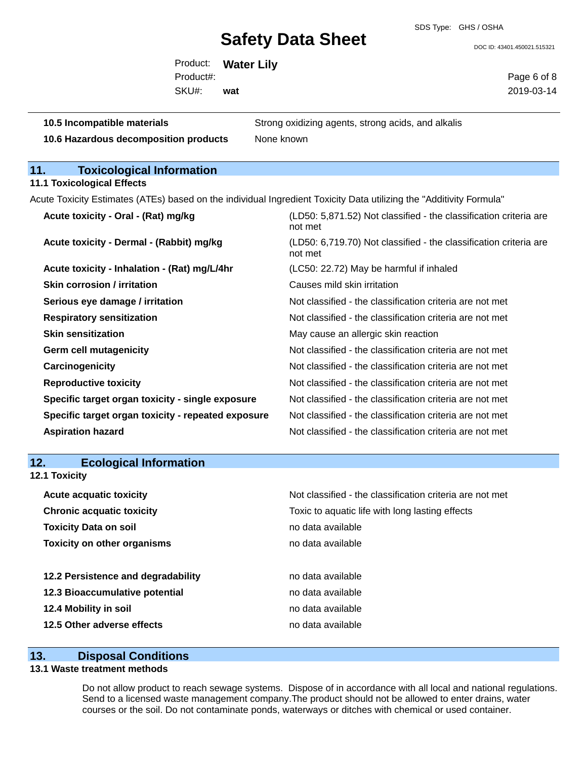| | |
|---|---|
| **10.5 Incompatible materials** | Strong oxidizing agents, strong acids, and alkalis |
| **10.6 Hazardous decomposition products** | None known |

## 11. Toxicological Information

### 11.1 Toxicological Effects

Acute Toxicity Estimates (ATEs) based on the individual Ingredient Toxicity Data utilizing the "Additivity Formula"

| | |
|---|---|
| **Acute toxicity - Oral - (Rat) mg/kg** | (LD50: 5,871.52) Not classified - the classification criteria are not met |
| **Acute toxicity - Dermal - (Rabbit) mg/kg** | (LD50: 6,719.70) Not classified - the classification criteria are not met |
| **Acute toxicity - Inhalation - (Rat) mg/L/4hr** | (LC50: 22.72) May be harmful if inhaled |
| **Skin corrosion / irritation** | Causes mild skin irritation |
| **Serious eye damage / irritation** | Not classified - the classification criteria are not met |
| **Respiratory sensitization** | Not classified - the classification criteria are not met |
| **Skin sensitization** | May cause an allergic skin reaction |
| **Germ cell mutagenicity** | Not classified - the classification criteria are not met |
| **Carcinogenicity** | Not classified - the classification criteria are not met |
| **Reproductive toxicity** | Not classified - the classification criteria are not met |
| **Specific target organ toxicity - single exposure** | Not classified - the classification criteria are not met |
| **Specific target organ toxicity - repeated exposure** | Not classified - the classification criteria are not met |
| **Aspiration hazard** | Not classified - the classification criteria are not met |

## 12. Ecological Information

### 12.1 Toxicity

| | |
|---|---|
| **Acute acquatic toxicity** | Not classified - the classification criteria are not met |
| **Chronic acquatic toxicity** | Toxic to aquatic life with long lasting effects |
| **Toxicity Data on soil** | no data available |
| **Toxicity on other organisms** | no data available |

| | |
|---|---|
| **12.2 Persistence and degradability** | no data available |
| **12.3 Bioaccumulative potential** | no data available |
| **12.4 Mobility in soil** | no data available |
| **12.5 Other adverse effects** | no data available |

## 13. Disposal Conditions

### 13.1 Waste treatment methods

Do not allow product to reach sewage systems. Dispose of in accordance with all local and national regulations. Send to a licensed waste management company.The product should not be allowed to enter drains, water courses or the soil. Do not contaminate ponds, waterways or ditches with chemical or used container.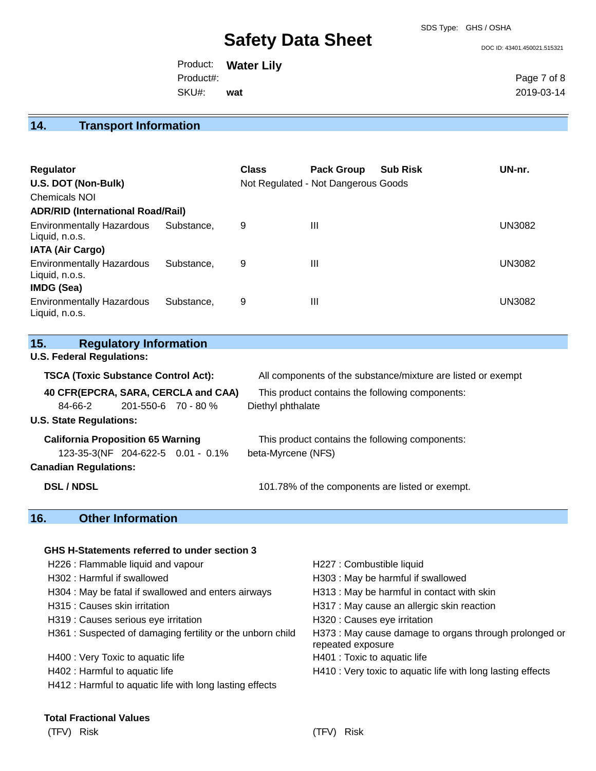## 14. Transport Information

| Regulator | Class | Pack Group | Sub Risk | UN-nr. |
|---|---|---|---|---|
| **U.S. DOT (Non-Bulk)** | Not Regulated - Not Dangerous Goods | | | |
| Chemicals NOI | | | | |
| **ADR/RID (International Road/Rail)** | | | | |
| Environmentally Hazardous Substance, Liquid, n.o.s. | 9 | III | | UN3082 |
| **IATA (Air Cargo)** | | | | |
| Environmentally Hazardous Substance, Liquid, n.o.s. | 9 | III | | UN3082 |
| **IMDG (Sea)** | | | | |
| Environmentally Hazardous Substance, Liquid, n.o.s. | 9 | III | | UN3082 |

## 15. Regulatory Information

**U.S. Federal Regulations:**

**TSCA (Toxic Substance Control Act):** All components of the substance/mixture are listed or exempt

**40 CFR(EPCRA, SARA, CERCLA and CAA)** This product contains the following components:

| 84-66-2 | 201-550-6 | 70 - 80 % | Diethyl phthalate |
|---|---|---|---|

**U.S. State Regulations:**

**California Proposition 65 Warning** This product contains the following components:

| 123-35-3(NF | 204-622-5 | 0.01 - 0.1% | beta-Myrcene (NFS) |
|---|---|---|---|

**Canadian Regulations:**

**DSL / NDSL** 101.78% of the components are listed or exempt.

## 16. Other Information

**GHS H-Statements referred to under section 3**

H226 : Flammable liquid and vapour
H227 : Combustible liquid
H302 : Harmful if swallowed
H303 : May be harmful if swallowed
H304 : May be fatal if swallowed and enters airways
H313 : May be harmful in contact with skin
H315 : Causes skin irritation
H317 : May cause an allergic skin reaction
H319 : Causes serious eye irritation
H320 : Causes eye irritation
H361 : Suspected of damaging fertility or the unborn child
H373 : May cause damage to organs through prolonged or repeated exposure
H400 : Very Toxic to aquatic life
H401 : Toxic to aquatic life
H402 : Harmful to aquatic life
H410 : Very toxic to aquatic life with long lasting effects
H412 : Harmful to aquatic life with long lasting effects

**Total Fractional Values**

| (TFV) | Risk | (TFV) | Risk |
|---|---|---|---|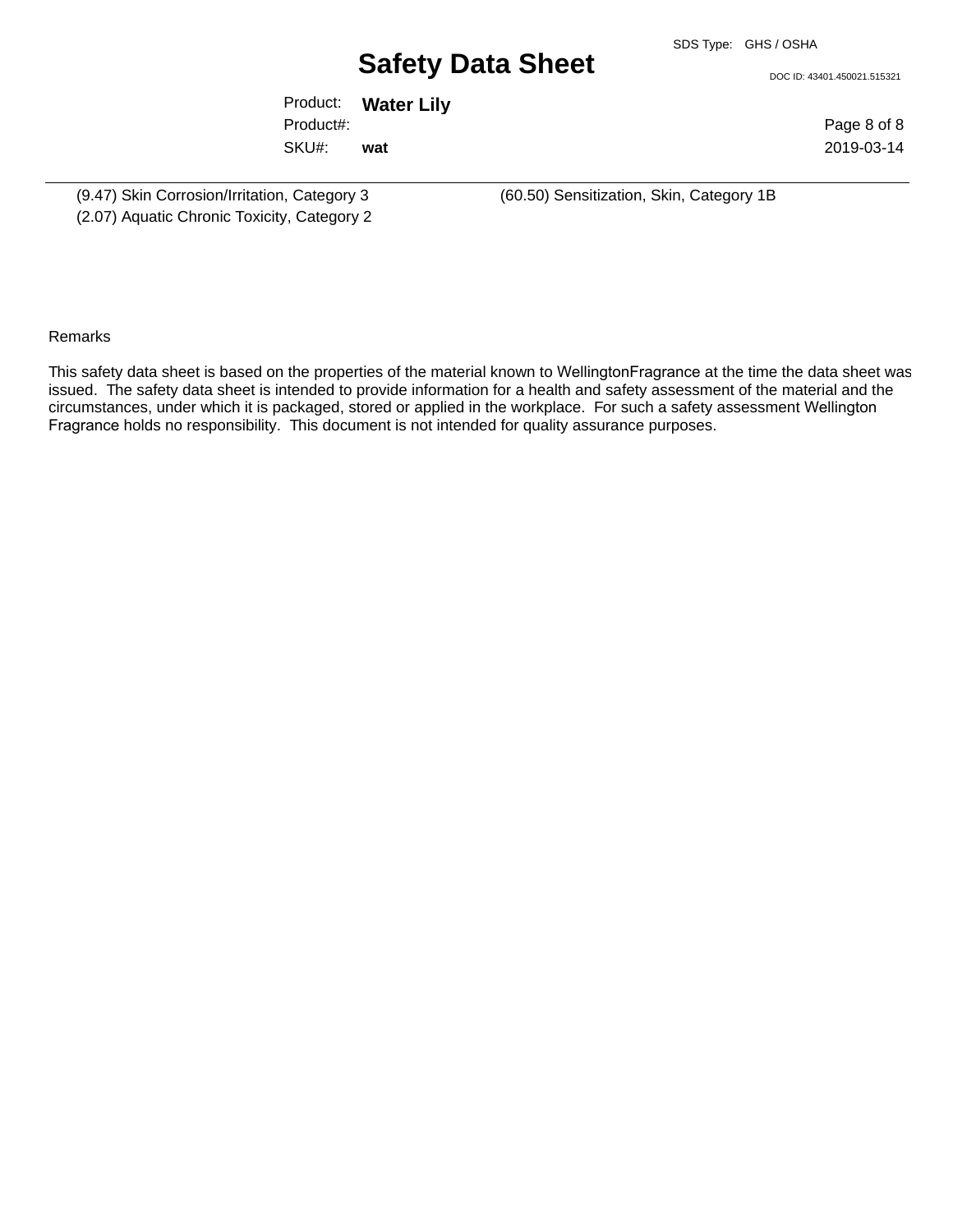(9.47) Skin Corrosion/Irritation, Category 3

(60.50) Sensitization, Skin, Category 1B

(2.07) Aquatic Chronic Toxicity, Category 2

Remarks

This safety data sheet is based on the properties of the material known to WellingtonFragrance at the time the data sheet was issued. The safety data sheet is intended to provide information for a health and safety assessment of the material and the circumstances, under which it is packaged, stored or applied in the workplace. For such a safety assessment Wellington Fragrance holds no responsibility. This document is not intended for quality assurance purposes.